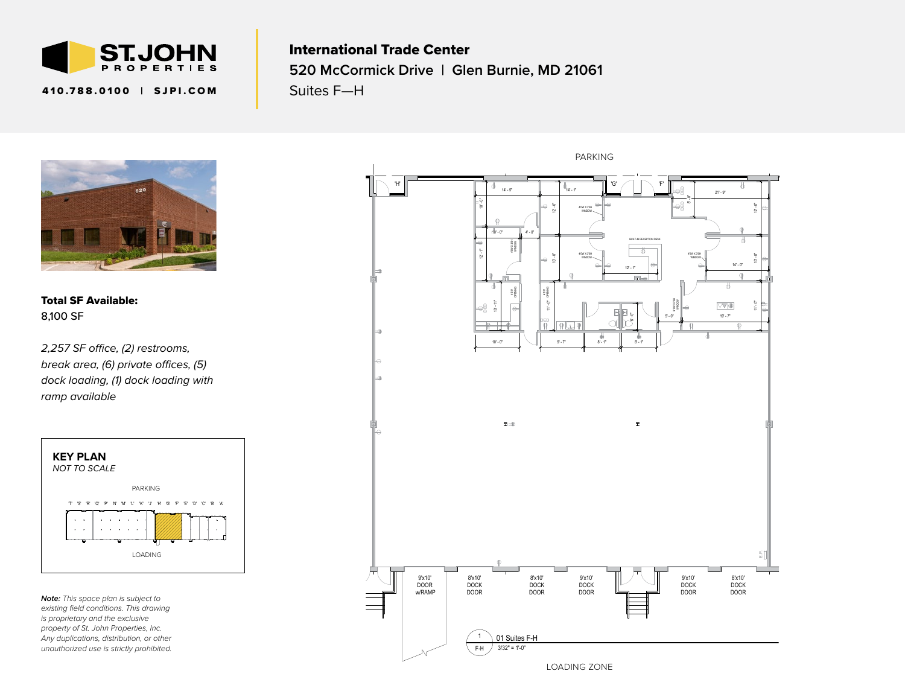ST. JOHN PROPERTIES

410.788.0100 | SJPI.COM

# International Trade Center

## 520 McCormick Drive | Glen Burnie, MD 21061

Suites F—H

**Total SF Available:**
8,100 SF

*2,257 SF office, (2) restrooms, break area, (6) private offices, (5) dock loading, (1) dock loading with ramp available*

**KEY PLAN**
*NOT TO SCALE*

PARKING

'T' 'S' 'R' 'Q' 'P' 'N' 'M' 'L' 'K' 'J' 'H' 'G' 'F' 'E' 'D' 'C' 'B' 'A'

LOADING

***Note:*** *This space plan is subject to existing field conditions. This drawing is proprietary and the exclusive property of St. John Properties, Inc. Any duplications, distribution, or other unauthorized use is strictly prohibited.*

PARKING

'H' 'G' 'F'

14' - 5" | 14' - 1" | 21' - 9" | 10' - 0" | 12' - 0" | 4' - 0" | 12' - 1" | 10' - 0" | 12' - 1" | 14' - 0" | 10' - 11" | 11' - 0" | 8' - 0" | 5' - 0" | 19' - 7" | 10' - 0" | 9' - 7" | 8' - 1" | 8' - 1"

BUILT-IN RECEPTION DESK

4'0"W X 3'0"H WINDOW

9'x10' DOOR w/RAMP | 8'x10' DOCK DOOR | 8'x10' DOCK DOOR | 9'x10' DOCK DOOR | 9'x10' DOCK DOOR | 8'x10' DOCK DOOR

1 F-H 01 Suites F-H
3/32" = 1'-0"

LOADING ZONE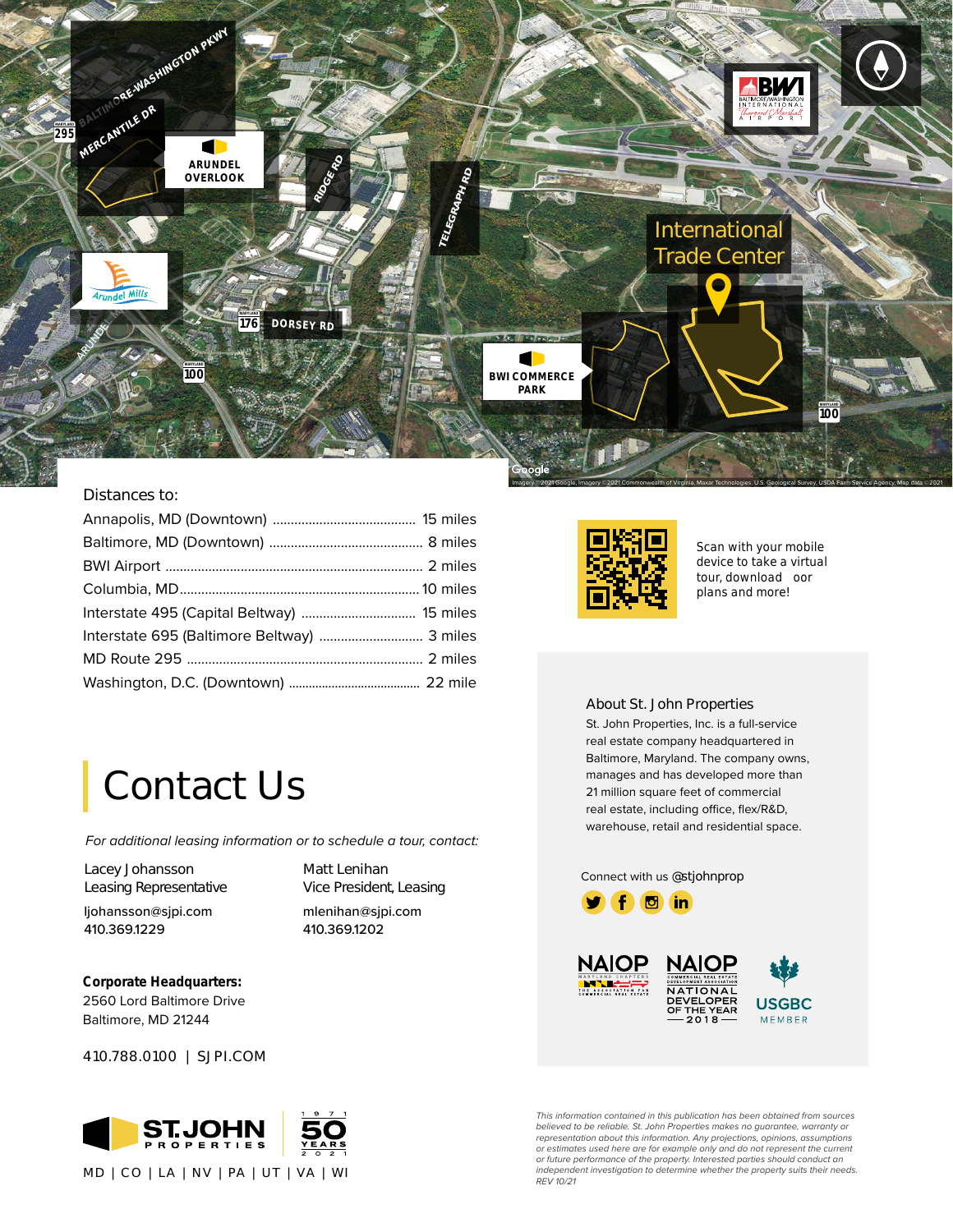BALTIMORE-WASHINGTON PKWY

MERCANTILE DR

ARUNDEL OVERLOOK

RIDGE RD

TELEGRAPH RD

International Trade Center

DORSEY RD

BWI COMMERCE PARK

Distances to:

| | |
|---|---|
| Annapolis, MD (Downtown) | 15 miles |
| Baltimore, MD (Downtown) | 8 miles |
| BWI Airport | 2 miles |
| Columbia, MD | 10 miles |
| Interstate 495 (Capital Beltway) | 15 miles |
| Interstate 695 (Baltimore Beltway) | 3 miles |
| MD Route 295 | 2 miles |
| Washington, D.C. (Downtown) | 22 mile |

Scan with your mobile device to take a virtual tour, download oor plans and more!

## Contact Us

*For additional leasing information or to schedule a tour, contact:*

Lacey Johansson
Leasing Representative
ljohansson@sjpi.com
410.369.1229

Matt Lenihan
Vice President, Leasing
mlenihan@sjpi.com
410.369.1202

**Corporate Headquarters:**
2560 Lord Baltimore Drive
Baltimore, MD 21244

410.788.0100 | SJPI.COM

MD | CO | LA | NV | PA | UT | VA | WI

### About St. John Properties

St. John Properties, Inc. is a full-service real estate company headquartered in Baltimore, Maryland. The company owns, manages and has developed more than 21 million square feet of commercial real estate, including office, flex/R&D, warehouse, retail and residential space.

Connect with us @stjohnprop

*This information contained in this publication has been obtained from sources believed to be reliable. St. John Properties makes no guarantee, warranty or representation about this information. Any projections, opinions, assumptions or estimates used here are for example only and do not represent the current or future performance of the property. Interested parties should conduct an independent investigation to determine whether the property suits their needs. REV 10/21*